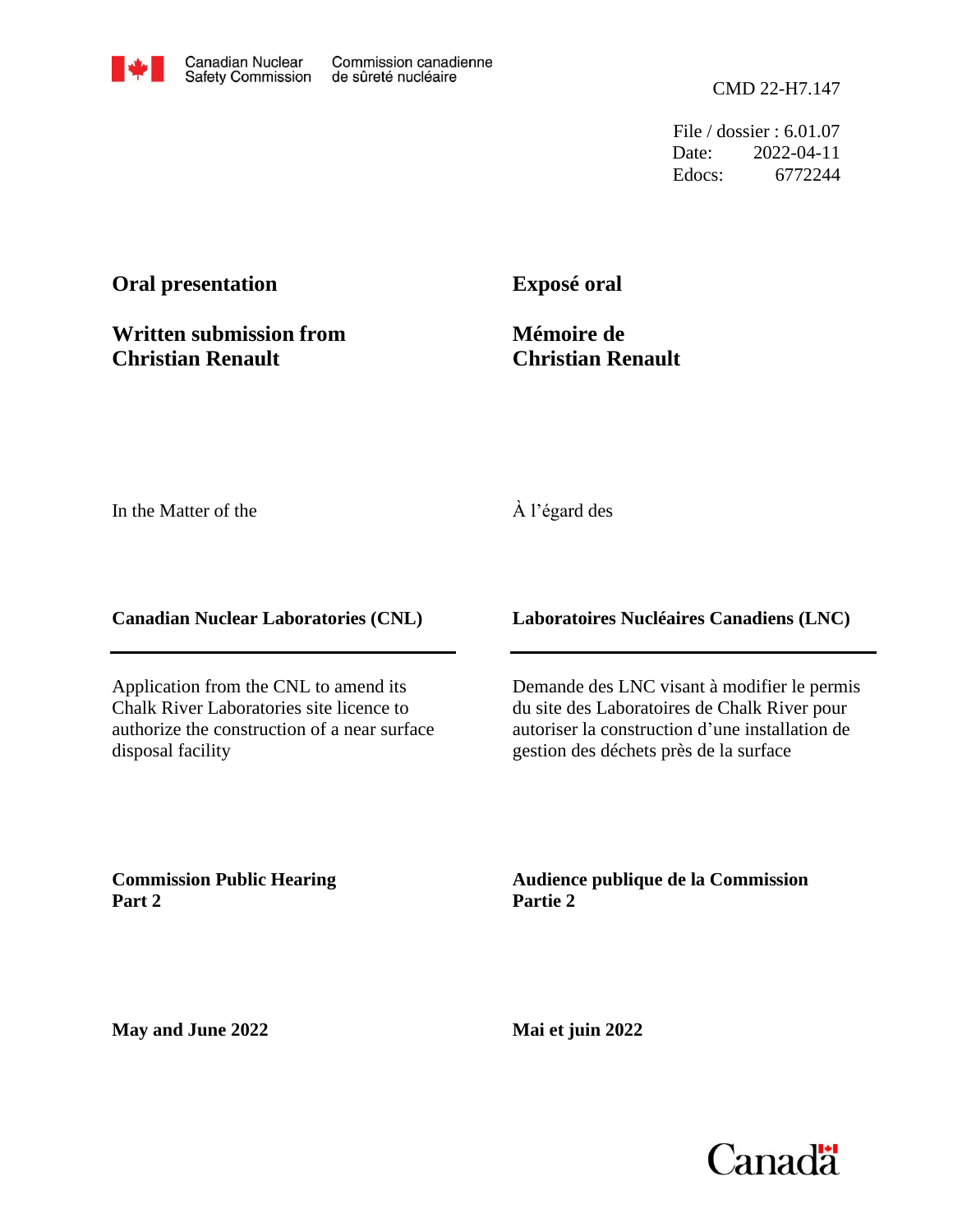Canadian Nuclear Safety Commission / Commission canadienne de sûreté nucléaire

CMD 22-H7.147

File / dossier : 6.01.07
Date: 2022-04-11
Edocs: 6772244

**Oral presentation**

**Written submission from Christian Renault**

**Exposé oral**

**Mémoire de Christian Renault**

In the Matter of the

À l'égard des

**Canadian Nuclear Laboratories (CNL)**

**Laboratoires Nucléaires Canadiens (LNC)**

Application from the CNL to amend its Chalk River Laboratories site licence to authorize the construction of a near surface disposal facility

Demande des LNC visant à modifier le permis du site des Laboratoires de Chalk River pour autoriser la construction d'une installation de gestion des déchets près de la surface

**Commission Public Hearing Part 2**

**Audience publique de la Commission Partie 2**

**May and June 2022**

**Mai et juin 2022**

Canada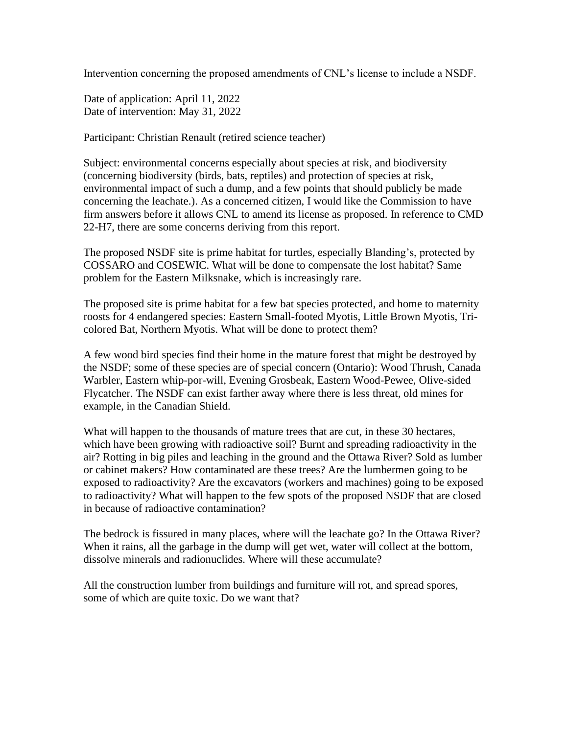Intervention concerning the proposed amendments of CNL's license to include a NSDF.

Date of application: April 11, 2022
Date of intervention: May 31, 2022

Participant: Christian Renault (retired science teacher)

Subject: environmental concerns especially about species at risk, and biodiversity (concerning biodiversity (birds, bats, reptiles) and protection of species at risk, environmental impact of such a dump, and a few points that should publicly be made concerning the leachate.). As a concerned citizen, I would like the Commission to have firm answers before it allows CNL to amend its license as proposed. In reference to CMD 22-H7, there are some concerns deriving from this report.

The proposed NSDF site is prime habitat for turtles, especially Blanding's, protected by COSSARO and COSEWIC. What will be done to compensate the lost habitat? Same problem for the Eastern Milksnake, which is increasingly rare.

The proposed site is prime habitat for a few bat species protected, and home to maternity roosts for 4 endangered species: Eastern Small-footed Myotis, Little Brown Myotis, Tri-colored Bat, Northern Myotis. What will be done to protect them?

A few wood bird species find their home in the mature forest that might be destroyed by the NSDF; some of these species are of special concern (Ontario): Wood Thrush, Canada Warbler, Eastern whip-por-will, Evening Grosbeak, Eastern Wood-Pewee, Olive-sided Flycatcher. The NSDF can exist farther away where there is less threat, old mines for example, in the Canadian Shield.

What will happen to the thousands of mature trees that are cut, in these 30 hectares, which have been growing with radioactive soil? Burnt and spreading radioactivity in the air? Rotting in big piles and leaching in the ground and the Ottawa River? Sold as lumber or cabinet makers? How contaminated are these trees? Are the lumbermen going to be exposed to radioactivity? Are the excavators (workers and machines) going to be exposed to radioactivity? What will happen to the few spots of the proposed NSDF that are closed in because of radioactive contamination?

The bedrock is fissured in many places, where will the leachate go? In the Ottawa River? When it rains, all the garbage in the dump will get wet, water will collect at the bottom, dissolve minerals and radionuclides. Where will these accumulate?

All the construction lumber from buildings and furniture will rot, and spread spores, some of which are quite toxic. Do we want that?